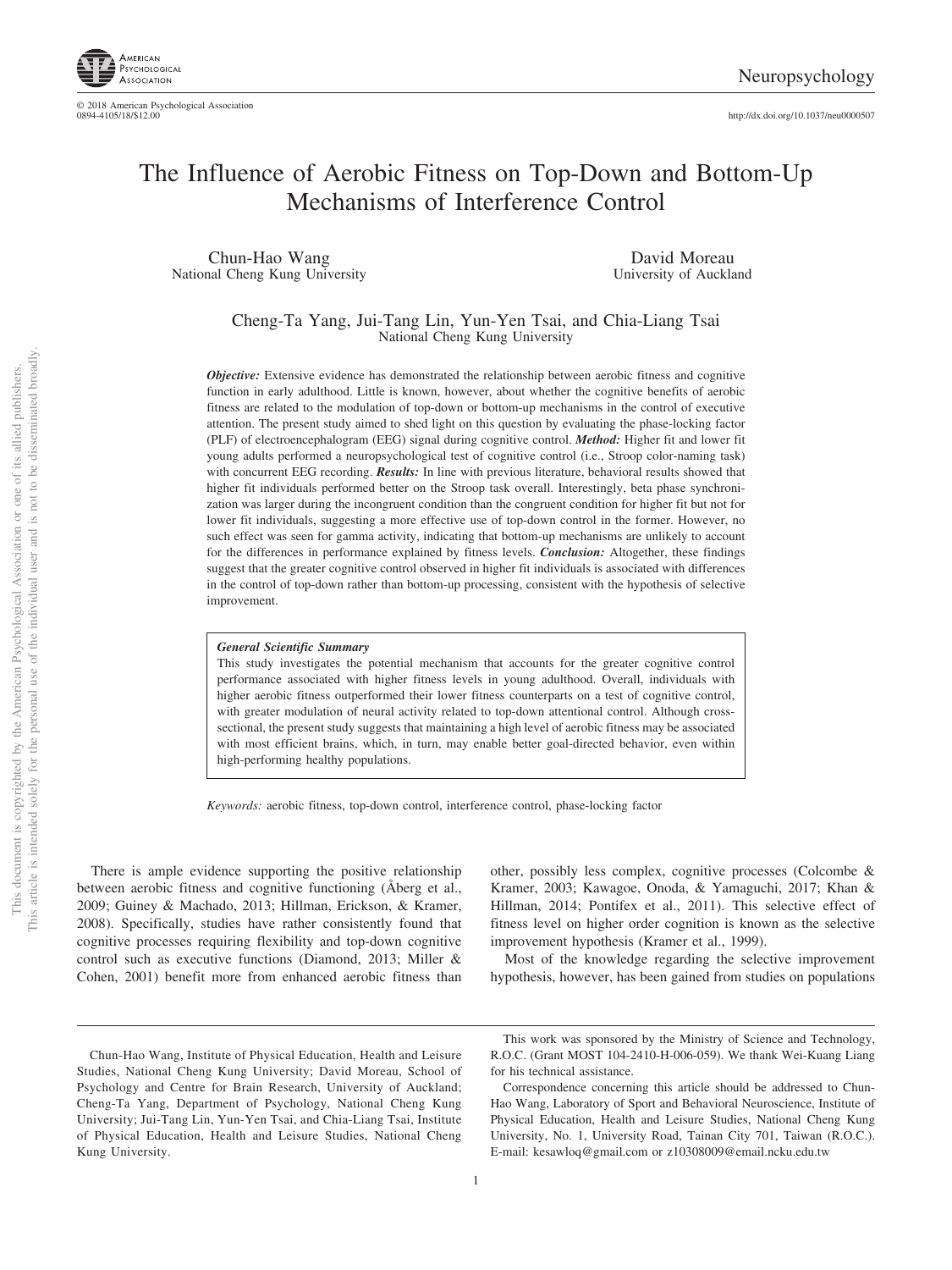# The Influence of Aerobic Fitness on Top-Down and Bottom-Up Mechanisms of Interference Control

Chun-Hao Wang
National Cheng Kung University

David Moreau
University of Auckland

Cheng-Ta Yang, Jui-Tang Lin, Yun-Yen Tsai, and Chia-Liang Tsai
National Cheng Kung University

***Objective:*** Extensive evidence has demonstrated the relationship between aerobic fitness and cognitive function in early adulthood. Little is known, however, about whether the cognitive benefits of aerobic fitness are related to the modulation of top-down or bottom-up mechanisms in the control of executive attention. The present study aimed to shed light on this question by evaluating the phase-locking factor (PLF) of electroencephalogram (EEG) signal during cognitive control. ***Method:*** Higher fit and lower fit young adults performed a neuropsychological test of cognitive control (i.e., Stroop color-naming task) with concurrent EEG recording. ***Results:*** In line with previous literature, behavioral results showed that higher fit individuals performed better on the Stroop task overall. Interestingly, beta phase synchronization was larger during the incongruent condition than the congruent condition for higher fit but not for lower fit individuals, suggesting a more effective use of top-down control in the former. However, no such effect was seen for gamma activity, indicating that bottom-up mechanisms are unlikely to account for the differences in performance explained by fitness levels. ***Conclusion:*** Altogether, these findings suggest that the greater cognitive control observed in higher fit individuals is associated with differences in the control of top-down rather than bottom-up processing, consistent with the hypothesis of selective improvement.

> ***General Scientific Summary***
> This study investigates the potential mechanism that accounts for the greater cognitive control performance associated with higher fitness levels in young adulthood. Overall, individuals with higher aerobic fitness outperformed their lower fitness counterparts on a test of cognitive control, with greater modulation of neural activity related to top-down attentional control. Although cross-sectional, the present study suggests that maintaining a high level of aerobic fitness may be associated with most efficient brains, which, in turn, may enable better goal-directed behavior, even within high-performing healthy populations.

*Keywords:* aerobic fitness, top-down control, interference control, phase-locking factor

There is ample evidence supporting the positive relationship between aerobic fitness and cognitive functioning (Åberg et al., 2009; Guiney & Machado, 2013; Hillman, Erickson, & Kramer, 2008). Specifically, studies have rather consistently found that cognitive processes requiring flexibility and top-down cognitive control such as executive functions (Diamond, 2013; Miller & Cohen, 2001) benefit more from enhanced aerobic fitness than other, possibly less complex, cognitive processes (Colcombe & Kramer, 2003; Kawagoe, Onoda, & Yamaguchi, 2017; Khan & Hillman, 2014; Pontifex et al., 2011). This selective effect of fitness level on higher order cognition is known as the selective improvement hypothesis (Kramer et al., 1999).

Most of the knowledge regarding the selective improvement hypothesis, however, has been gained from studies on populations

---

Chun-Hao Wang, Institute of Physical Education, Health and Leisure Studies, National Cheng Kung University; David Moreau, School of Psychology and Centre for Brain Research, University of Auckland; Cheng-Ta Yang, Department of Psychology, National Cheng Kung University; Jui-Tang Lin, Yun-Yen Tsai, and Chia-Liang Tsai, Institute of Physical Education, Health and Leisure Studies, National Cheng Kung University.

This work was sponsored by the Ministry of Science and Technology, R.O.C. (Grant MOST 104-2410-H-006-059). We thank Wei-Kuang Liang for his technical assistance.

Correspondence concerning this article should be addressed to Chun-Hao Wang, Laboratory of Sport and Behavioral Neuroscience, Institute of Physical Education, Health and Leisure Studies, National Cheng Kung University, No. 1, University Road, Tainan City 701, Taiwan (R.O.C.). E-mail: kesawloq@gmail.com or z10308009@email.ncku.edu.tw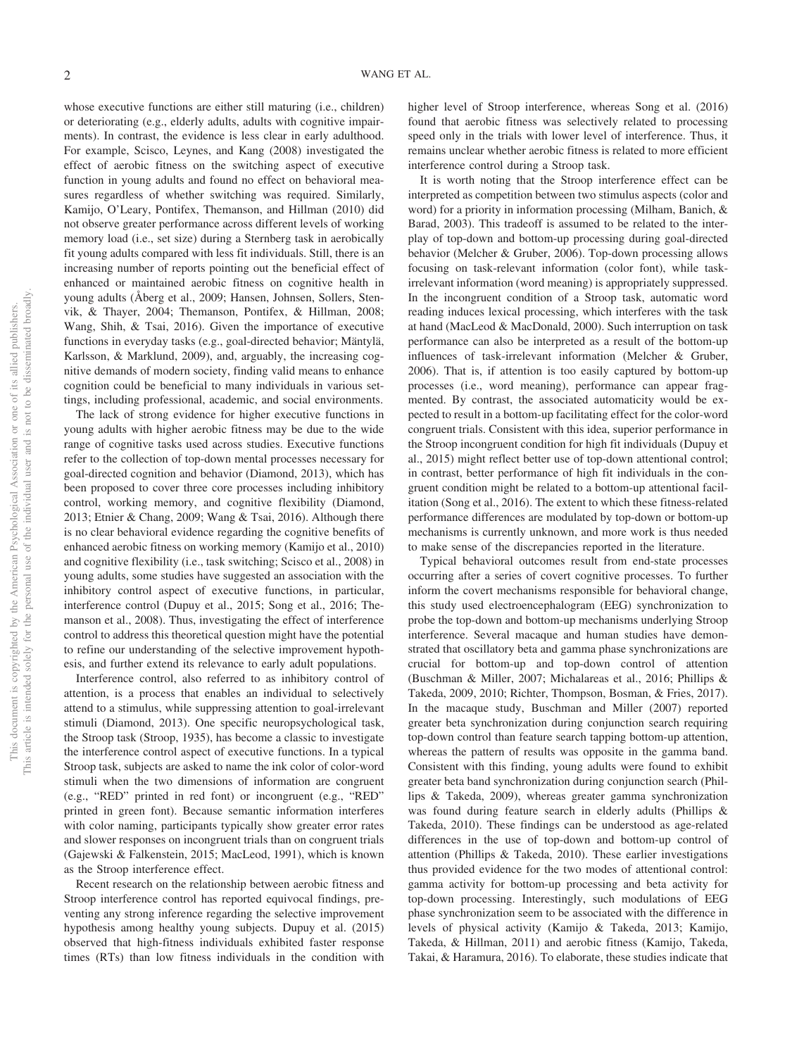whose executive functions are either still maturing (i.e., children) or deteriorating (e.g., elderly adults, adults with cognitive impairments). In contrast, the evidence is less clear in early adulthood. For example, Scisco, Leynes, and Kang (2008) investigated the effect of aerobic fitness on the switching aspect of executive function in young adults and found no effect on behavioral measures regardless of whether switching was required. Similarly, Kamijo, O'Leary, Pontifex, Themanson, and Hillman (2010) did not observe greater performance across different levels of working memory load (i.e., set size) during a Sternberg task in aerobically fit young adults compared with less fit individuals. Still, there is an increasing number of reports pointing out the beneficial effect of enhanced or maintained aerobic fitness on cognitive health in young adults (Åberg et al., 2009; Hansen, Johnsen, Sollers, Stenvik, & Thayer, 2004; Themanson, Pontifex, & Hillman, 2008; Wang, Shih, & Tsai, 2016). Given the importance of executive functions in everyday tasks (e.g., goal-directed behavior; Mäntylä, Karlsson, & Marklund, 2009), and, arguably, the increasing cognitive demands of modern society, finding valid means to enhance cognition could be beneficial to many individuals in various settings, including professional, academic, and social environments.

The lack of strong evidence for higher executive functions in young adults with higher aerobic fitness may be due to the wide range of cognitive tasks used across studies. Executive functions refer to the collection of top-down mental processes necessary for goal-directed cognition and behavior (Diamond, 2013), which has been proposed to cover three core processes including inhibitory control, working memory, and cognitive flexibility (Diamond, 2013; Etnier & Chang, 2009; Wang & Tsai, 2016). Although there is no clear behavioral evidence regarding the cognitive benefits of enhanced aerobic fitness on working memory (Kamijo et al., 2010) and cognitive flexibility (i.e., task switching; Scisco et al., 2008) in young adults, some studies have suggested an association with the inhibitory control aspect of executive functions, in particular, interference control (Dupuy et al., 2015; Song et al., 2016; Themanson et al., 2008). Thus, investigating the effect of interference control to address this theoretical question might have the potential to refine our understanding of the selective improvement hypothesis, and further extend its relevance to early adult populations.

Interference control, also referred to as inhibitory control of attention, is a process that enables an individual to selectively attend to a stimulus, while suppressing attention to goal-irrelevant stimuli (Diamond, 2013). One specific neuropsychological task, the Stroop task (Stroop, 1935), has become a classic to investigate the interference control aspect of executive functions. In a typical Stroop task, subjects are asked to name the ink color of color-word stimuli when the two dimensions of information are congruent (e.g., "RED" printed in red font) or incongruent (e.g., "RED" printed in green font). Because semantic information interferes with color naming, participants typically show greater error rates and slower responses on incongruent trials than on congruent trials (Gajewski & Falkenstein, 2015; MacLeod, 1991), which is known as the Stroop interference effect.

Recent research on the relationship between aerobic fitness and Stroop interference control has reported equivocal findings, preventing any strong inference regarding the selective improvement hypothesis among healthy young subjects. Dupuy et al. (2015) observed that high-fitness individuals exhibited faster response times (RTs) than low fitness individuals in the condition with higher level of Stroop interference, whereas Song et al. (2016) found that aerobic fitness was selectively related to processing speed only in the trials with lower level of interference. Thus, it remains unclear whether aerobic fitness is related to more efficient interference control during a Stroop task.

It is worth noting that the Stroop interference effect can be interpreted as competition between two stimulus aspects (color and word) for a priority in information processing (Milham, Banich, & Barad, 2003). This tradeoff is assumed to be related to the interplay of top-down and bottom-up processing during goal-directed behavior (Melcher & Gruber, 2006). Top-down processing allows focusing on task-relevant information (color font), while task-irrelevant information (word meaning) is appropriately suppressed. In the incongruent condition of a Stroop task, automatic word reading induces lexical processing, which interferes with the task at hand (MacLeod & MacDonald, 2000). Such interruption on task performance can also be interpreted as a result of the bottom-up influences of task-irrelevant information (Melcher & Gruber, 2006). That is, if attention is too easily captured by bottom-up processes (i.e., word meaning), performance can appear fragmented. By contrast, the associated automaticity would be expected to result in a bottom-up facilitating effect for the color-word congruent trials. Consistent with this idea, superior performance in the Stroop incongruent condition for high fit individuals (Dupuy et al., 2015) might reflect better use of top-down attentional control; in contrast, better performance of high fit individuals in the congruent condition might be related to a bottom-up attentional facilitation (Song et al., 2016). The extent to which these fitness-related performance differences are modulated by top-down or bottom-up mechanisms is currently unknown, and more work is thus needed to make sense of the discrepancies reported in the literature.

Typical behavioral outcomes result from end-state processes occurring after a series of covert cognitive processes. To further inform the covert mechanisms responsible for behavioral change, this study used electroencephalogram (EEG) synchronization to probe the top-down and bottom-up mechanisms underlying Stroop interference. Several macaque and human studies have demonstrated that oscillatory beta and gamma phase synchronizations are crucial for bottom-up and top-down control of attention (Buschman & Miller, 2007; Michalareas et al., 2016; Phillips & Takeda, 2009, 2010; Richter, Thompson, Bosman, & Fries, 2017). In the macaque study, Buschman and Miller (2007) reported greater beta synchronization during conjunction search requiring top-down control than feature search tapping bottom-up attention, whereas the pattern of results was opposite in the gamma band. Consistent with this finding, young adults were found to exhibit greater beta band synchronization during conjunction search (Phillips & Takeda, 2009), whereas greater gamma synchronization was found during feature search in elderly adults (Phillips & Takeda, 2010). These findings can be understood as age-related differences in the use of top-down and bottom-up control of attention (Phillips & Takeda, 2010). These earlier investigations thus provided evidence for the two modes of attentional control: gamma activity for bottom-up processing and beta activity for top-down processing. Interestingly, such modulations of EEG phase synchronization seem to be associated with the difference in levels of physical activity (Kamijo & Takeda, 2013; Kamijo, Takeda, & Hillman, 2011) and aerobic fitness (Kamijo, Takeda, Takai, & Haramura, 2016). To elaborate, these studies indicate that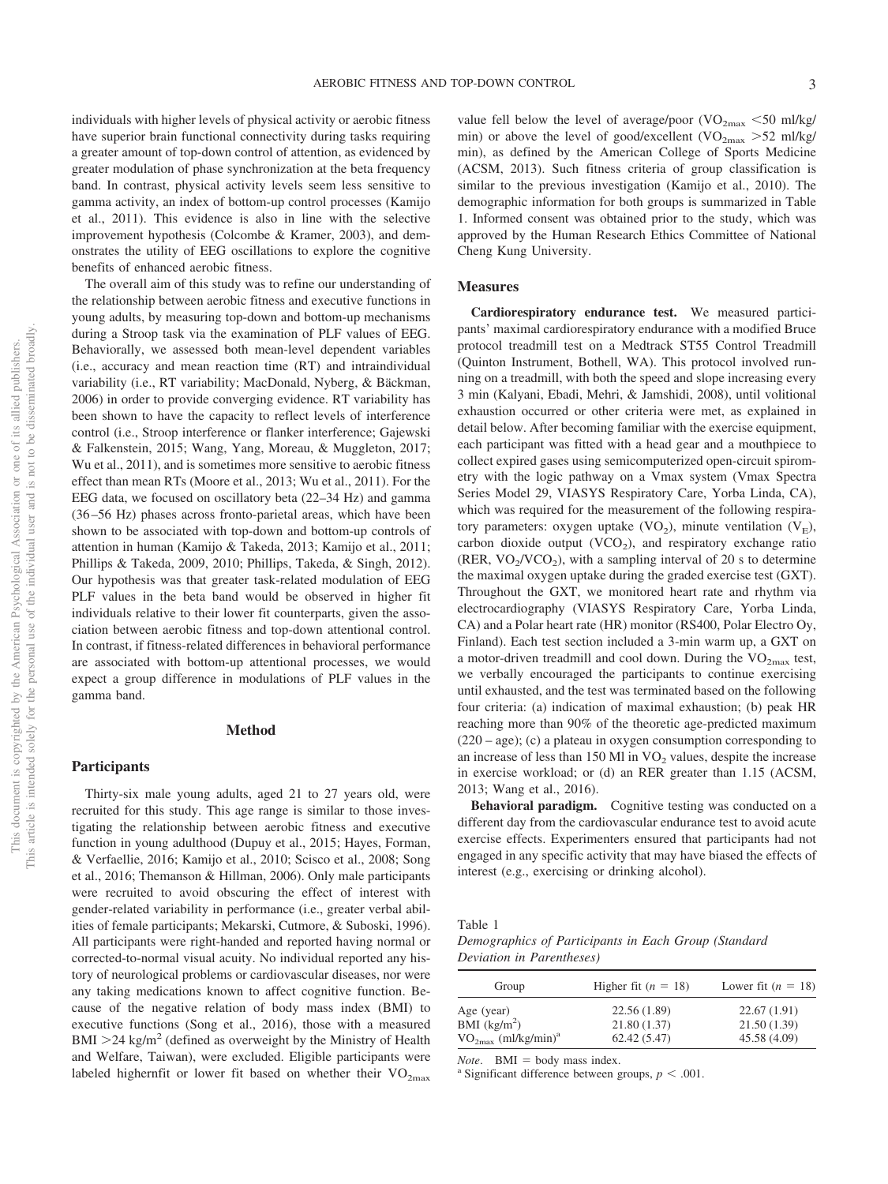individuals with higher levels of physical activity or aerobic fitness have superior brain functional connectivity during tasks requiring a greater amount of top-down control of attention, as evidenced by greater modulation of phase synchronization at the beta frequency band. In contrast, physical activity levels seem less sensitive to gamma activity, an index of bottom-up control processes (Kamijo et al., 2011). This evidence is also in line with the selective improvement hypothesis (Colcombe & Kramer, 2003), and demonstrates the utility of EEG oscillations to explore the cognitive benefits of enhanced aerobic fitness.

The overall aim of this study was to refine our understanding of the relationship between aerobic fitness and executive functions in young adults, by measuring top-down and bottom-up mechanisms during a Stroop task via the examination of PLF values of EEG. Behaviorally, we assessed both mean-level dependent variables (i.e., accuracy and mean reaction time (RT) and intraindividual variability (i.e., RT variability; MacDonald, Nyberg, & Bäckman, 2006) in order to provide converging evidence. RT variability has been shown to have the capacity to reflect levels of interference control (i.e., Stroop interference or flanker interference; Gajewski & Falkenstein, 2015; Wang, Yang, Moreau, & Muggleton, 2017; Wu et al., 2011), and is sometimes more sensitive to aerobic fitness effect than mean RTs (Moore et al., 2013; Wu et al., 2011). For the EEG data, we focused on oscillatory beta (22–34 Hz) and gamma (36–56 Hz) phases across fronto-parietal areas, which have been shown to be associated with top-down and bottom-up controls of attention in human (Kamijo & Takeda, 2013; Kamijo et al., 2011; Phillips & Takeda, 2009, 2010; Phillips, Takeda, & Singh, 2012). Our hypothesis was that greater task-related modulation of EEG PLF values in the beta band would be observed in higher fit individuals relative to their lower fit counterparts, given the association between aerobic fitness and top-down attentional control. In contrast, if fitness-related differences in behavioral performance are associated with bottom-up attentional processes, we would expect a group difference in modulations of PLF values in the gamma band.

## Method

### Participants

Thirty-six male young adults, aged 21 to 27 years old, were recruited for this study. This age range is similar to those investigating the relationship between aerobic fitness and executive function in young adulthood (Dupuy et al., 2015; Hayes, Forman, & Verfaellie, 2016; Kamijo et al., 2010; Scisco et al., 2008; Song et al., 2016; Themanson & Hillman, 2006). Only male participants were recruited to avoid obscuring the effect of interest with gender-related variability in performance (i.e., greater verbal abilities of female participants; Mekarski, Cutmore, & Suboski, 1996). All participants were right-handed and reported having normal or corrected-to-normal visual acuity. No individual reported any history of neurological problems or cardiovascular diseases, nor were any taking medications known to affect cognitive function. Because of the negative relation of body mass index (BMI) to executive functions (Song et al., 2016), those with a measured BMI $>24$ kg/m$^2$ (defined as overweight by the Ministry of Health and Welfare, Taiwan), were excluded. Eligible participants were labeled highernfit or lower fit based on whether their $VO_{2max}$ value fell below the level of average/poor ($VO_{2max}$ $<50$ ml/kg/min) or above the level of good/excellent ($VO_{2max}$ $>52$ ml/kg/min), as defined by the American College of Sports Medicine (ACSM, 2013). Such fitness criteria of group classification is similar to the previous investigation (Kamijo et al., 2010). The demographic information for both groups is summarized in Table 1. Informed consent was obtained prior to the study, which was approved by the Human Research Ethics Committee of National Cheng Kung University.

### Measures

**Cardiorespiratory endurance test.** We measured participants' maximal cardiorespiratory endurance with a modified Bruce protocol treadmill test on a Medtrack ST55 Control Treadmill (Quinton Instrument, Bothell, WA). This protocol involved running on a treadmill, with both the speed and slope increasing every 3 min (Kalyani, Ebadi, Mehri, & Jamshidi, 2008), until volitional exhaustion occurred or other criteria were met, as explained in detail below. After becoming familiar with the exercise equipment, each participant was fitted with a head gear and a mouthpiece to collect expired gases using semicomputerized open-circuit spirometry with the logic pathway on a Vmax system (Vmax Spectra Series Model 29, VIASYS Respiratory Care, Yorba Linda, CA), which was required for the measurement of the following respiratory parameters: oxygen uptake ($VO_2$), minute ventilation ($V_E$), carbon dioxide output ($VCO_2$), and respiratory exchange ratio (RER, $VO_2/VCO_2$), with a sampling interval of 20 s to determine the maximal oxygen uptake during the graded exercise test (GXT). Throughout the GXT, we monitored heart rate and rhythm via electrocardiography (VIASYS Respiratory Care, Yorba Linda, CA) and a Polar heart rate (HR) monitor (RS400, Polar Electro Oy, Finland). Each test section included a 3-min warm up, a GXT on a motor-driven treadmill and cool down. During the $VO_{2max}$ test, we verbally encouraged the participants to continue exercising until exhausted, and the test was terminated based on the following four criteria: (a) indication of maximal exhaustion; (b) peak HR reaching more than 90% of the theoretic age-predicted maximum (220 – age); (c) a plateau in oxygen consumption corresponding to an increase of less than 150 Ml in $VO_2$ values, despite the increase in exercise workload; or (d) an RER greater than 1.15 (ACSM, 2013; Wang et al., 2016).

**Behavioral paradigm.** Cognitive testing was conducted on a different day from the cardiovascular endurance test to avoid acute exercise effects. Experimenters ensured that participants had not engaged in any specific activity that may have biased the effects of interest (e.g., exercising or drinking alcohol).

Table 1
*Demographics of Participants in Each Group (Standard Deviation in Parentheses)*

| Group | Higher fit ($n$ = 18) | Lower fit ($n$ = 18) |
|---|---|---|
| Age (year) | 22.56 (1.89) | 22.67 (1.91) |
| BMI (kg/m$^2$) | 21.80 (1.37) | 21.50 (1.39) |
| $VO_{2max}$ (ml/kg/min)[a] | 62.42 (5.47) | 45.58 (4.09) |

*Note*. BMI = body mass index.
[a] Significant difference between groups, $p < .001$.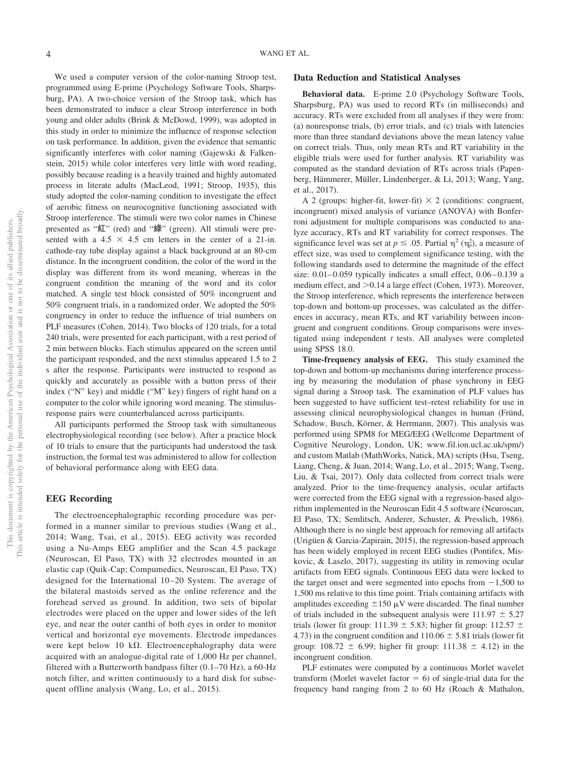We used a computer version of the color-naming Stroop test, programmed using E-prime (Psychology Software Tools, Sharpsburg, PA). A two-choice version of the Stroop task, which has been demonstrated to induce a clear Stroop interference in both young and older adults (Brink & McDowd, 1999), was adopted in this study in order to minimize the influence of response selection on task performance. In addition, given the evidence that semantic significantly interferes with color naming (Gajewski & Falkenstein, 2015) while color interferes very little with word reading, possibly because reading is a heavily trained and highly automated process in literate adults (MacLeod, 1991; Stroop, 1935), this study adopted the color-naming condition to investigate the effect of aerobic fitness on neurocognitive functioning associated with Stroop interference. The stimuli were two color names in Chinese presented as "紅" (red) and "綠" (green). All stimuli were presented with a 4.5 × 4.5 cm letters in the center of a 21-in. cathode-ray tube display against a black background at an 80-cm distance. In the incongruent condition, the color of the word in the display was different from its word meaning, whereas in the congruent condition the meaning of the word and its color matched. A single test block consisted of 50% incongruent and 50% congruent trials, in a randomized order. We adopted the 50% congruency in order to reduce the influence of trial numbers on PLF measures (Cohen, 2014). Two blocks of 120 trials, for a total 240 trials, were presented for each participant, with a rest period of 2 min between blocks. Each stimulus appeared on the screen until the participant responded, and the next stimulus appeared 1.5 to 2 s after the response. Participants were instructed to respond as quickly and accurately as possible with a button press of their index ("N" key) and middle ("M" key) fingers of right hand on a computer to the color while ignoring word meaning. The stimulus-response pairs were counterbalanced across participants.

All participants performed the Stroop task with simultaneous electrophysiological recording (see below). After a practice block of 10 trials to ensure that the participants had understood the task instruction, the formal test was administered to allow for collection of behavioral performance along with EEG data.

## EEG Recording

The electroencephalographic recording procedure was performed in a manner similar to previous studies (Wang et al., 2014; Wang, Tsai, et al., 2015). EEG activity was recorded using a Nu-Amps EEG amplifier and the Scan 4.5 package (Neuroscan, El Paso, TX) with 32 electrodes mounted in an elastic cap (Quik-Cap; Compumedics, Neuroscan, El Paso, TX) designed for the International 10–20 System. The average of the bilateral mastoids served as the online reference and the forehead served as ground. In addition, two sets of bipolar electrodes were placed on the upper and lower sides of the left eye, and near the outer canthi of both eyes in order to monitor vertical and horizontal eye movements. Electrode impedances were kept below 10 kΩ. Electroencephalography data were acquired with an analogue-digital rate of 1,000 Hz per channel, filtered with a Butterworth bandpass filter (0.1–70 Hz), a 60-Hz notch filter, and written continuously to a hard disk for subsequent offline analysis (Wang, Lo, et al., 2015).

## Data Reduction and Statistical Analyses

**Behavioral data.** E-prime 2.0 (Psychology Software Tools, Sharpsburg, PA) was used to record RTs (in milliseconds) and accuracy. RTs were excluded from all analyses if they were from: (a) nonresponse trials, (b) error trials, and (c) trials with latencies more than three standard deviations above the mean latency value on correct trials. Thus, only mean RTs and RT variability in the eligible trials were used for further analysis. RT variability was computed as the standard deviation of RTs across trials (Papenberg, Hämmerer, Müller, Lindenberger, & Li, 2013; Wang, Yang, et al., 2017).

A 2 (groups: higher-fit, lower-fit) × 2 (conditions: congruent, incongruent) mixed analysis of variance (ANOVA) with Bonferroni adjustment for multiple comparisons was conducted to analyze accuracy, RTs and RT variability for correct responses. The significance level was set at $p \leq .05$. Partial $\eta^2$ ($\eta_p^2$), a measure of effect size, was used to complement significance testing, with the following standards used to determine the magnitude of the effect size: 0.01–0.059 typically indicates a small effect, 0.06–0.139 a medium effect, and >0.14 a large effect (Cohen, 1973). Moreover, the Stroop interference, which represents the interference between top-down and bottom-up processes, was calculated as the differences in accuracy, mean RTs, and RT variability between incongruent and congruent conditions. Group comparisons were investigated using independent *t* tests. All analyses were completed using SPSS 18.0.

**Time-frequency analysis of EEG.** This study examined the top-down and bottom-up mechanisms during interference processing by measuring the modulation of phase synchrony in EEG signal during a Stroop task. The examination of PLF values has been suggested to have sufficient test–retest reliability for use in assessing clinical neurophysiological changes in human (Fründ, Schadow, Busch, Körner, & Herrmann, 2007). This analysis was performed using SPM8 for MEG/EEG (Wellcome Department of Cognitive Neurology, London, UK; www.fil.ion.ucl.ac.uk/spm/) and custom Matlab (MathWorks, Natick, MA) scripts (Hsu, Tseng, Liang, Cheng, & Juan, 2014; Wang, Lo, et al., 2015; Wang, Tseng, Liu, & Tsai, 2017). Only data collected from correct trials were analyzed. Prior to the time-frequency analysis, ocular artifacts were corrected from the EEG signal with a regression-based algorithm implemented in the Neuroscan Edit 4.5 software (Neuroscan, El Paso, TX; Semlitsch, Anderer, Schuster, & Presslich, 1986). Although there is no single best approach for removing all artifacts (Urigüen & Garcia-Zapirain, 2015), the regression-based approach has been widely employed in recent EEG studies (Pontifex, Miskovic, & Laszlo, 2017), suggesting its utility in removing ocular artifacts from EEG signals. Continuous EEG data were locked to the target onset and were segmented into epochs from −1,500 to 1,500 ms relative to this time point. Trials containing artifacts with amplitudes exceeding ±150 μV were discarded. The final number of trials included in the subsequent analysis were 111.97 ± 5.27 trials (lower fit group: 111.39 ± 5.83; higher fit group: 112.57 ± 4.73) in the congruent condition and 110.06 ± 5.81 trials (lower fit group: 108.72 ± 6.99; higher fit group: 111.38 ± 4.12) in the incongruent condition.

PLF estimates were computed by a continuous Morlet wavelet transform (Morlet wavelet factor = 6) of single-trial data for the frequency band ranging from 2 to 60 Hz (Roach & Mathalon,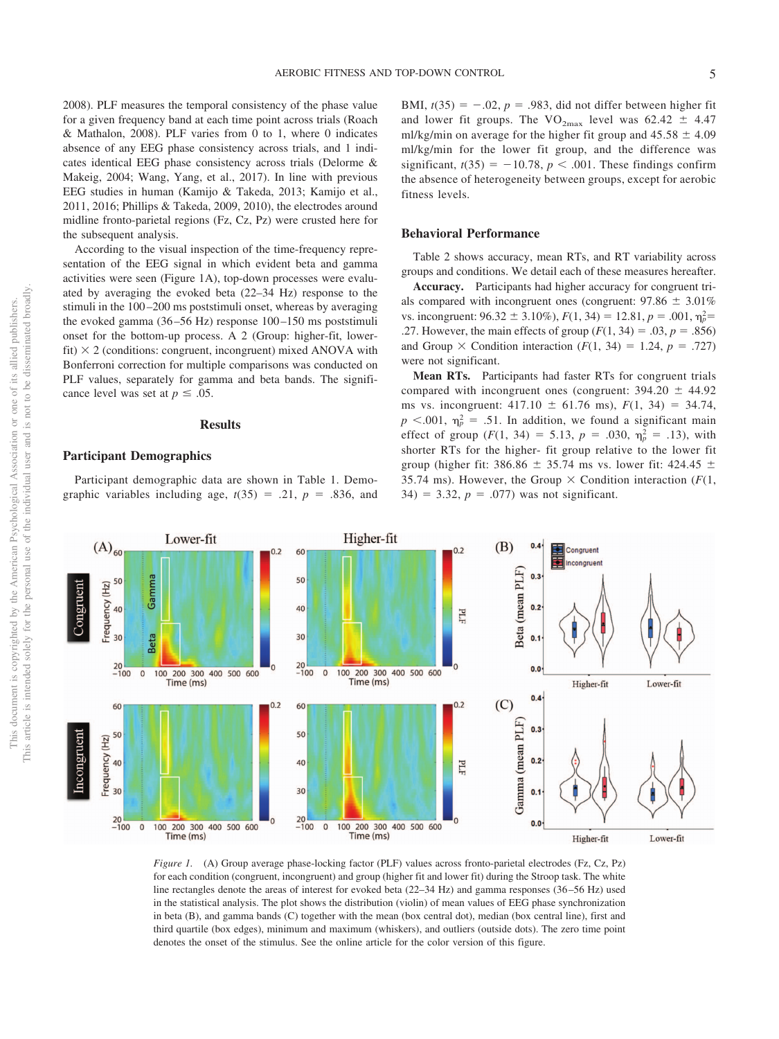2008). PLF measures the temporal consistency of the phase value for a given frequency band at each time point across trials (Roach & Mathalon, 2008). PLF varies from 0 to 1, where 0 indicates absence of any EEG phase consistency across trials, and 1 indicates identical EEG phase consistency across trials (Delorme & Makeig, 2004; Wang, Yang, et al., 2017). In line with previous EEG studies in human (Kamijo & Takeda, 2013; Kamijo et al., 2011, 2016; Phillips & Takeda, 2009, 2010), the electrodes around midline fronto-parietal regions (Fz, Cz, Pz) were crusted here for the subsequent analysis.

According to the visual inspection of the time-frequency representation of the EEG signal in which evident beta and gamma activities were seen (Figure 1A), top-down processes were evaluated by averaging the evoked beta (22–34 Hz) response to the stimuli in the 100–200 ms poststimuli onset, whereas by averaging the evoked gamma (36–56 Hz) response 100–150 ms poststimuli onset for the bottom-up process. A 2 (Group: higher-fit, lower-fit) × 2 (conditions: congruent, incongruent) mixed ANOVA with Bonferroni correction for multiple comparisons was conducted on PLF values, separately for gamma and beta bands. The significance level was set at $p \leq .05$.

## Results

### Participant Demographics

Participant demographic data are shown in Table 1. Demographic variables including age, $t(35) = .21$, $p = .836$, and BMI, $t(35) = -.02$, $p = .983$, did not differ between higher fit and lower fit groups. The $VO_{2max}$ level was 62.42 ± 4.47 ml/kg/min on average for the higher fit group and 45.58 ± 4.09 ml/kg/min for the lower fit group, and the difference was significant, $t(35) = -10.78$, $p < .001$. These findings confirm the absence of heterogeneity between groups, except for aerobic fitness levels.

### Behavioral Performance

Table 2 shows accuracy, mean RTs, and RT variability across groups and conditions. We detail each of these measures hereafter.

**Accuracy.** Participants had higher accuracy for congruent trials compared with incongruent ones (congruent: 97.86 ± 3.01% vs. incongruent: 96.32 ± 3.10%), $F(1, 34) = 12.81$, $p = .001$, $\eta_p^2 = .27$. However, the main effects of group ($F(1, 34) = .03$, $p = .856$) and Group × Condition interaction ($F(1, 34) = 1.24$, $p = .727$) were not significant.

**Mean RTs.** Participants had faster RTs for congruent trials compared with incongruent ones (congruent: 394.20 ± 44.92 ms vs. incongruent: 417.10 ± 61.76 ms), $F(1, 34) = 34.74$, $p < .001$, $\eta_p^2 = .51$. In addition, we found a significant main effect of group ($F(1, 34) = 5.13$, $p = .030$, $\eta_p^2 = .13$), with shorter RTs for the higher- fit group relative to the lower fit group (higher fit: 386.86 ± 35.74 ms vs. lower fit: 424.45 ± 35.74 ms). However, the Group × Condition interaction ($F(1, 34) = 3.32$, $p = .077$) was not significant.

*Figure 1.* (A) Group average phase-locking factor (PLF) values across fronto-parietal electrodes (Fz, Cz, Pz) for each condition (congruent, incongruent) and group (higher fit and lower fit) during the Stroop task. The white line rectangles denote the areas of interest for evoked beta (22–34 Hz) and gamma responses (36–56 Hz) used in the statistical analysis. The plot shows the distribution (violin) of mean values of EEG phase synchronization in beta (B), and gamma bands (C) together with the mean (box central dot), median (box central line), first and third quartile (box edges), minimum and maximum (whiskers), and outliers (outside dots). The zero time point denotes the onset of the stimulus. See the online article for the color version of this figure.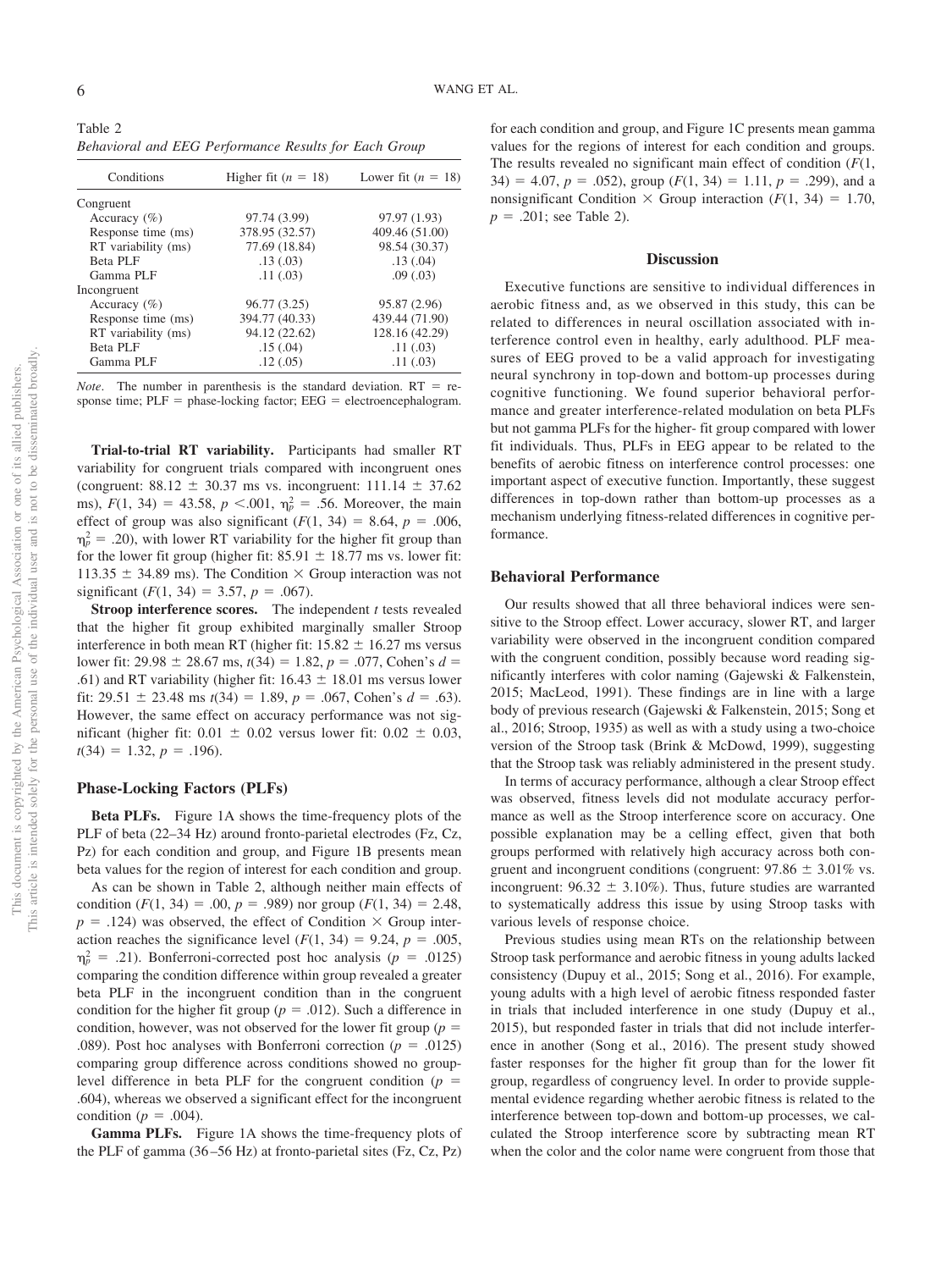Table 2
*Behavioral and EEG Performance Results for Each Group*

| Conditions | Higher fit ($n$ = 18) | Lower fit ($n$ = 18) |
|---|---|---|
| Congruent | | |
| Accuracy (%) | 97.74 (3.99) | 97.97 (1.93) |
| Response time (ms) | 378.95 (32.57) | 409.46 (51.00) |
| RT variability (ms) | 77.69 (18.84) | 98.54 (30.37) |
| Beta PLF | .13 (.03) | .13 (.04) |
| Gamma PLF | .11 (.03) | .09 (.03) |
| Incongruent | | |
| Accuracy (%) | 96.77 (3.25) | 95.87 (2.96) |
| Response time (ms) | 394.77 (40.33) | 439.44 (71.90) |
| RT variability (ms) | 94.12 (22.62) | 128.16 (42.29) |
| Beta PLF | .15 (.04) | .11 (.03) |
| Gamma PLF | .12 (.05) | .11 (.03) |

*Note*. The number in parenthesis is the standard deviation. RT = response time; PLF = phase-locking factor; EEG = electroencephalogram.

**Trial-to-trial RT variability.** Participants had smaller RT variability for congruent trials compared with incongruent ones (congruent: 88.12 ± 30.37 ms vs. incongruent: 111.14 ± 37.62 ms), $F(1, 34) = 43.58$, $p < .001$, $\eta_p^2 = .56$. Moreover, the main effect of group was also significant ($F(1, 34) = 8.64$, $p = .006$, $\eta_p^2 = .20$), with lower RT variability for the higher fit group than for the lower fit group (higher fit: 85.91 ± 18.77 ms vs. lower fit: 113.35 ± 34.89 ms). The Condition × Group interaction was not significant ($F(1, 34) = 3.57$, $p = .067$).

**Stroop interference scores.** The independent *t* tests revealed that the higher fit group exhibited marginally smaller Stroop interference in both mean RT (higher fit: 15.82 ± 16.27 ms versus lower fit: 29.98 ± 28.67 ms, $t(34) = 1.82$, $p = .077$, Cohen's $d = .61$) and RT variability (higher fit: 16.43 ± 18.01 ms versus lower fit: 29.51 ± 23.48 ms $t(34) = 1.89$, $p = .067$, Cohen's $d = .63$). However, the same effect on accuracy performance was not significant (higher fit: 0.01 ± 0.02 versus lower fit: 0.02 ± 0.03, $t(34) = 1.32$, $p = .196$).

## Phase-Locking Factors (PLFs)

**Beta PLFs.** Figure 1A shows the time-frequency plots of the PLF of beta (22–34 Hz) around fronto-parietal electrodes (Fz, Cz, Pz) for each condition and group, and Figure 1B presents mean beta values for the region of interest for each condition and group.

As can be shown in Table 2, although neither main effects of condition ($F(1, 34) = .00$, $p = .989$) nor group ($F(1, 34) = 2.48$, $p = .124$) was observed, the effect of Condition × Group interaction reaches the significance level ($F(1, 34) = 9.24$, $p = .005$, $\eta_p^2 = .21$). Bonferroni-corrected post hoc analysis ($p = .0125$) comparing the condition difference within group revealed a greater beta PLF in the incongruent condition than in the congruent condition for the higher fit group ($p = .012$). Such a difference in condition, however, was not observed for the lower fit group ($p = .089$). Post hoc analyses with Bonferroni correction ($p = .0125$) comparing group difference across conditions showed no group-level difference in beta PLF for the congruent condition ($p = .604$), whereas we observed a significant effect for the incongruent condition ($p = .004$).

**Gamma PLFs.** Figure 1A shows the time-frequency plots of the PLF of gamma (36–56 Hz) at fronto-parietal sites (Fz, Cz, Pz) for each condition and group, and Figure 1C presents mean gamma values for the regions of interest for each condition and groups. The results revealed no significant main effect of condition ($F(1, 34) = 4.07$, $p = .052$), group ($F(1, 34) = 1.11$, $p = .299$), and a nonsignificant Condition × Group interaction ($F(1, 34) = 1.70$, $p = .201$; see Table 2).

# Discussion

Executive functions are sensitive to individual differences in aerobic fitness and, as we observed in this study, this can be related to differences in neural oscillation associated with interference control even in healthy, early adulthood. PLF measures of EEG proved to be a valid approach for investigating neural synchrony in top-down and bottom-up processes during cognitive functioning. We found superior behavioral performance and greater interference-related modulation on beta PLFs but not gamma PLFs for the higher- fit group compared with lower fit individuals. Thus, PLFs in EEG appear to be related to the benefits of aerobic fitness on interference control processes: one important aspect of executive function. Importantly, these suggest differences in top-down rather than bottom-up processes as a mechanism underlying fitness-related differences in cognitive performance.

## Behavioral Performance

Our results showed that all three behavioral indices were sensitive to the Stroop effect. Lower accuracy, slower RT, and larger variability were observed in the incongruent condition compared with the congruent condition, possibly because word reading significantly interferes with color naming (Gajewski & Falkenstein, 2015; MacLeod, 1991). These findings are in line with a large body of previous research (Gajewski & Falkenstein, 2015; Song et al., 2016; Stroop, 1935) as well as with a study using a two-choice version of the Stroop task (Brink & McDowd, 1999), suggesting that the Stroop task was reliably administered in the present study.

In terms of accuracy performance, although a clear Stroop effect was observed, fitness levels did not modulate accuracy performance as well as the Stroop interference score on accuracy. One possible explanation may be a celling effect, given that both groups performed with relatively high accuracy across both congruent and incongruent conditions (congruent: 97.86 ± 3.01% vs. incongruent: 96.32 ± 3.10%). Thus, future studies are warranted to systematically address this issue by using Stroop tasks with various levels of response choice.

Previous studies using mean RTs on the relationship between Stroop task performance and aerobic fitness in young adults lacked consistency (Dupuy et al., 2015; Song et al., 2016). For example, young adults with a high level of aerobic fitness responded faster in trials that included interference in one study (Dupuy et al., 2015), but responded faster in trials that did not include interference in another (Song et al., 2016). The present study showed faster responses for the higher fit group than for the lower fit group, regardless of congruency level. In order to provide supplemental evidence regarding whether aerobic fitness is related to the interference between top-down and bottom-up processes, we calculated the Stroop interference score by subtracting mean RT when the color and the color name were congruent from those that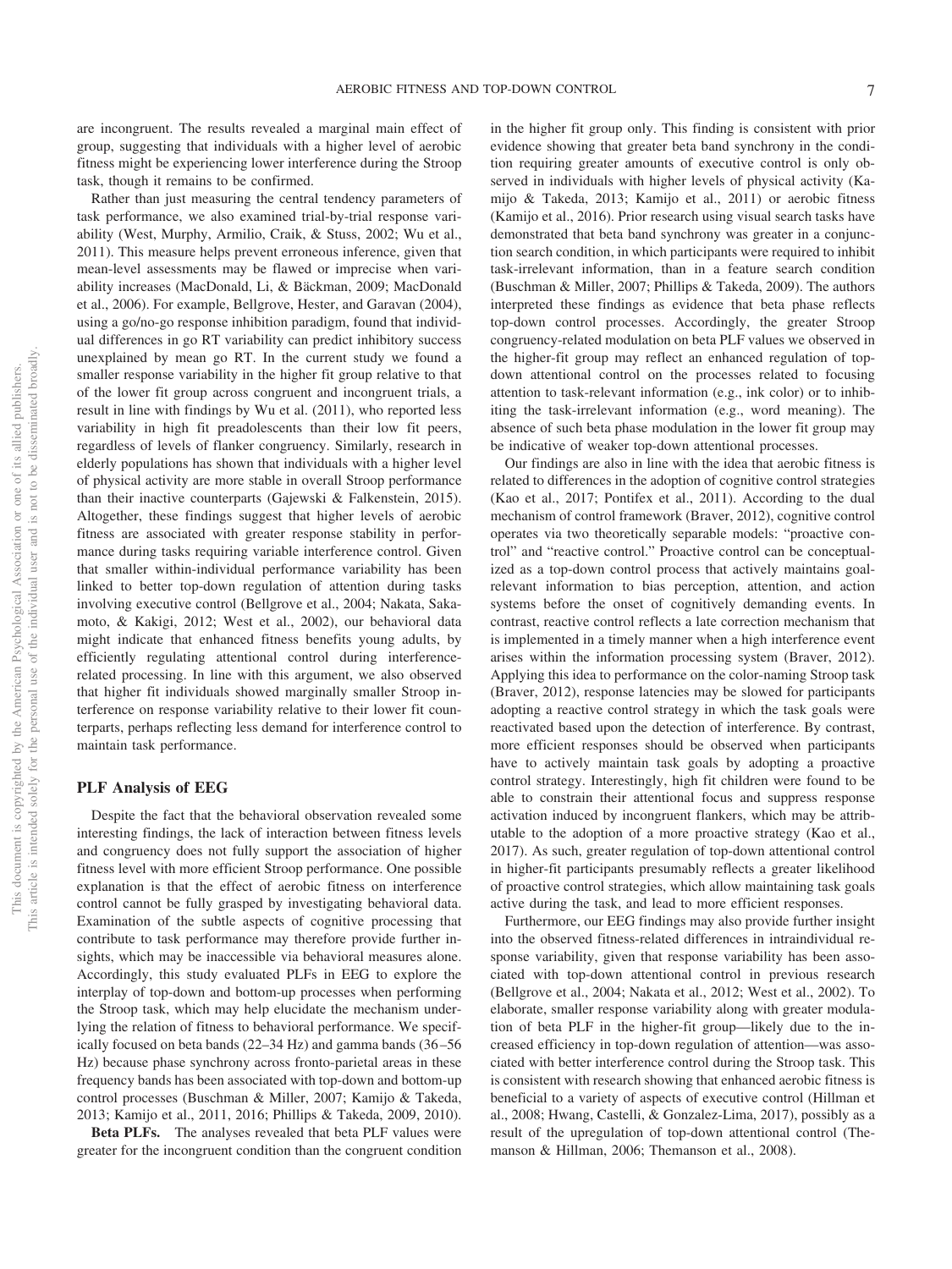are incongruent. The results revealed a marginal main effect of group, suggesting that individuals with a higher level of aerobic fitness might be experiencing lower interference during the Stroop task, though it remains to be confirmed.

Rather than just measuring the central tendency parameters of task performance, we also examined trial-by-trial response variability (West, Murphy, Armilio, Craik, & Stuss, 2002; Wu et al., 2011). This measure helps prevent erroneous inference, given that mean-level assessments may be flawed or imprecise when variability increases (MacDonald, Li, & Bäckman, 2009; MacDonald et al., 2006). For example, Bellgrove, Hester, and Garavan (2004), using a go/no-go response inhibition paradigm, found that individual differences in go RT variability can predict inhibitory success unexplained by mean go RT. In the current study we found a smaller response variability in the higher fit group relative to that of the lower fit group across congruent and incongruent trials, a result in line with findings by Wu et al. (2011), who reported less variability in high fit preadolescents than their low fit peers, regardless of levels of flanker congruency. Similarly, research in elderly populations has shown that individuals with a higher level of physical activity are more stable in overall Stroop performance than their inactive counterparts (Gajewski & Falkenstein, 2015). Altogether, these findings suggest that higher levels of aerobic fitness are associated with greater response stability in performance during tasks requiring variable interference control. Given that smaller within-individual performance variability has been linked to better top-down regulation of attention during tasks involving executive control (Bellgrove et al., 2004; Nakata, Sakamoto, & Kakigi, 2012; West et al., 2002), our behavioral data might indicate that enhanced fitness benefits young adults, by efficiently regulating attentional control during interference-related processing. In line with this argument, we also observed that higher fit individuals showed marginally smaller Stroop interference on response variability relative to their lower fit counterparts, perhaps reflecting less demand for interference control to maintain task performance.

## PLF Analysis of EEG

Despite the fact that the behavioral observation revealed some interesting findings, the lack of interaction between fitness levels and congruency does not fully support the association of higher fitness level with more efficient Stroop performance. One possible explanation is that the effect of aerobic fitness on interference control cannot be fully grasped by investigating behavioral data. Examination of the subtle aspects of cognitive processing that contribute to task performance may therefore provide further insights, which may be inaccessible via behavioral measures alone. Accordingly, this study evaluated PLFs in EEG to explore the interplay of top-down and bottom-up processes when performing the Stroop task, which may help elucidate the mechanism underlying the relation of fitness to behavioral performance. We specifically focused on beta bands (22–34 Hz) and gamma bands (36–56 Hz) because phase synchrony across fronto-parietal areas in these frequency bands has been associated with top-down and bottom-up control processes (Buschman & Miller, 2007; Kamijo & Takeda, 2013; Kamijo et al., 2011, 2016; Phillips & Takeda, 2009, 2010).

**Beta PLFs.** The analyses revealed that beta PLF values were greater for the incongruent condition than the congruent condition in the higher fit group only. This finding is consistent with prior evidence showing that greater beta band synchrony in the condition requiring greater amounts of executive control is only observed in individuals with higher levels of physical activity (Kamijo & Takeda, 2013; Kamijo et al., 2011) or aerobic fitness (Kamijo et al., 2016). Prior research using visual search tasks have demonstrated that beta band synchrony was greater in a conjunction search condition, in which participants were required to inhibit task-irrelevant information, than in a feature search condition (Buschman & Miller, 2007; Phillips & Takeda, 2009). The authors interpreted these findings as evidence that beta phase reflects top-down control processes. Accordingly, the greater Stroop congruency-related modulation on beta PLF values we observed in the higher-fit group may reflect an enhanced regulation of top-down attentional control on the processes related to focusing attention to task-relevant information (e.g., ink color) or to inhibiting the task-irrelevant information (e.g., word meaning). The absence of such beta phase modulation in the lower fit group may be indicative of weaker top-down attentional processes.

Our findings are also in line with the idea that aerobic fitness is related to differences in the adoption of cognitive control strategies (Kao et al., 2017; Pontifex et al., 2011). According to the dual mechanism of control framework (Braver, 2012), cognitive control operates via two theoretically separable models: "proactive control" and "reactive control." Proactive control can be conceptualized as a top-down control process that actively maintains goal-relevant information to bias perception, attention, and action systems before the onset of cognitively demanding events. In contrast, reactive control reflects a late correction mechanism that is implemented in a timely manner when a high interference event arises within the information processing system (Braver, 2012). Applying this idea to performance on the color-naming Stroop task (Braver, 2012), response latencies may be slowed for participants adopting a reactive control strategy in which the task goals were reactivated based upon the detection of interference. By contrast, more efficient responses should be observed when participants have to actively maintain task goals by adopting a proactive control strategy. Interestingly, high fit children were found to be able to constrain their attentional focus and suppress response activation induced by incongruent flankers, which may be attributable to the adoption of a more proactive strategy (Kao et al., 2017). As such, greater regulation of top-down attentional control in higher-fit participants presumably reflects a greater likelihood of proactive control strategies, which allow maintaining task goals active during the task, and lead to more efficient responses.

Furthermore, our EEG findings may also provide further insight into the observed fitness-related differences in intraindividual response variability, given that response variability has been associated with top-down attentional control in previous research (Bellgrove et al., 2004; Nakata et al., 2012; West et al., 2002). To elaborate, smaller response variability along with greater modulation of beta PLF in the higher-fit group—likely due to the increased efficiency in top-down regulation of attention—was associated with better interference control during the Stroop task. This is consistent with research showing that enhanced aerobic fitness is beneficial to a variety of aspects of executive control (Hillman et al., 2008; Hwang, Castelli, & Gonzalez-Lima, 2017), possibly as a result of the upregulation of top-down attentional control (Themanson & Hillman, 2006; Themanson et al., 2008).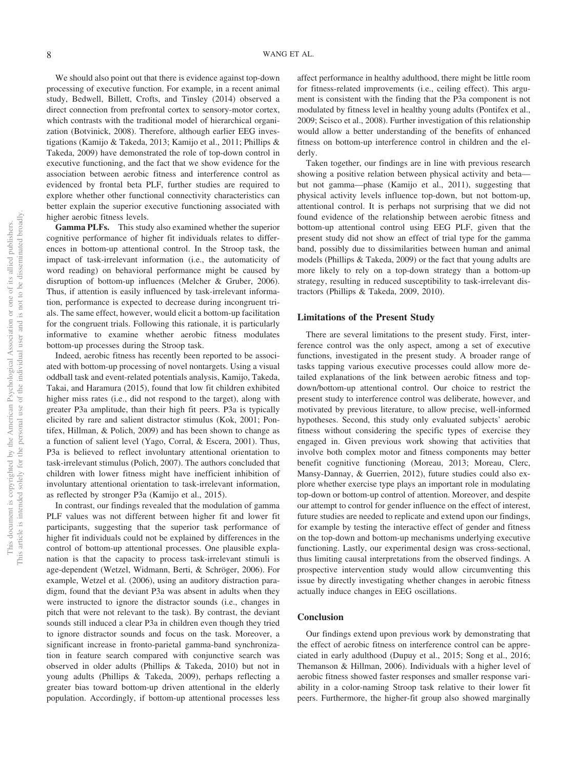We should also point out that there is evidence against top-down processing of executive function. For example, in a recent animal study, Bedwell, Billett, Crofts, and Tinsley (2014) observed a direct connection from prefrontal cortex to sensory-motor cortex, which contrasts with the traditional model of hierarchical organization (Botvinick, 2008). Therefore, although earlier EEG investigations (Kamijo & Takeda, 2013; Kamijo et al., 2011; Phillips & Takeda, 2009) have demonstrated the role of top-down control in executive functioning, and the fact that we show evidence for the association between aerobic fitness and interference control as evidenced by frontal beta PLF, further studies are required to explore whether other functional connectivity characteristics can better explain the superior executive functioning associated with higher aerobic fitness levels.

**Gamma PLFs.** This study also examined whether the superior cognitive performance of higher fit individuals relates to differences in bottom-up attentional control. In the Stroop task, the impact of task-irrelevant information (i.e., the automaticity of word reading) on behavioral performance might be caused by disruption of bottom-up influences (Melcher & Gruber, 2006). Thus, if attention is easily influenced by task-irrelevant information, performance is expected to decrease during incongruent trials. The same effect, however, would elicit a bottom-up facilitation for the congruent trials. Following this rationale, it is particularly informative to examine whether aerobic fitness modulates bottom-up processes during the Stroop task.

Indeed, aerobic fitness has recently been reported to be associated with bottom-up processing of novel nontargets. Using a visual oddball task and event-related potentials analysis, Kamijo, Takeda, Takai, and Haramura (2015), found that low fit children exhibited higher miss rates (i.e., did not respond to the target), along with greater P3a amplitude, than their high fit peers. P3a is typically elicited by rare and salient distractor stimulus (Kok, 2001; Pontifex, Hillman, & Polich, 2009) and has been shown to change as a function of salient level (Yago, Corral, & Escera, 2001). Thus, P3a is believed to reflect involuntary attentional orientation to task-irrelevant stimulus (Polich, 2007). The authors concluded that children with lower fitness might have inefficient inhibition of involuntary attentional orientation to task-irrelevant information, as reflected by stronger P3a (Kamijo et al., 2015).

In contrast, our findings revealed that the modulation of gamma PLF values was not different between higher fit and lower fit participants, suggesting that the superior task performance of higher fit individuals could not be explained by differences in the control of bottom-up attentional processes. One plausible explanation is that the capacity to process task-irrelevant stimuli is age-dependent (Wetzel, Widmann, Berti, & Schröger, 2006). For example, Wetzel et al. (2006), using an auditory distraction paradigm, found that the deviant P3a was absent in adults when they were instructed to ignore the distractor sounds (i.e., changes in pitch that were not relevant to the task). By contrast, the deviant sounds still induced a clear P3a in children even though they tried to ignore distractor sounds and focus on the task. Moreover, a significant increase in fronto-parietal gamma-band synchronization in feature search compared with conjunctive search was observed in older adults (Phillips & Takeda, 2010) but not in young adults (Phillips & Takeda, 2009), perhaps reflecting a greater bias toward bottom-up driven attentional in the elderly population. Accordingly, if bottom-up attentional processes less affect performance in healthy adulthood, there might be little room for fitness-related improvements (i.e., ceiling effect). This argument is consistent with the finding that the P3a component is not modulated by fitness level in healthy young adults (Pontifex et al., 2009; Scisco et al., 2008). Further investigation of this relationship would allow a better understanding of the benefits of enhanced fitness on bottom-up interference control in children and the elderly.

Taken together, our findings are in line with previous research showing a positive relation between physical activity and beta—but not gamma—phase (Kamijo et al., 2011), suggesting that physical activity levels influence top-down, but not bottom-up, attentional control. It is perhaps not surprising that we did not found evidence of the relationship between aerobic fitness and bottom-up attentional control using EEG PLF, given that the present study did not show an effect of trial type for the gamma band, possibly due to dissimilarities between human and animal models (Phillips & Takeda, 2009) or the fact that young adults are more likely to rely on a top-down strategy than a bottom-up strategy, resulting in reduced susceptibility to task-irrelevant distractors (Phillips & Takeda, 2009, 2010).

## Limitations of the Present Study

There are several limitations to the present study. First, interference control was the only aspect, among a set of executive functions, investigated in the present study. A broader range of tasks tapping various executive processes could allow more detailed explanations of the link between aerobic fitness and top-down/bottom-up attentional control. Our choice to restrict the present study to interference control was deliberate, however, and motivated by previous literature, to allow precise, well-informed hypotheses. Second, this study only evaluated subjects' aerobic fitness without considering the specific types of exercise they engaged in. Given previous work showing that activities that involve both complex motor and fitness components may better benefit cognitive functioning (Moreau, 2013; Moreau, Clerc, Mansy-Dannay, & Guerrien, 2012), future studies could also explore whether exercise type plays an important role in modulating top-down or bottom-up control of attention. Moreover, and despite our attempt to control for gender influence on the effect of interest, future studies are needed to replicate and extend upon our findings, for example by testing the interactive effect of gender and fitness on the top-down and bottom-up mechanisms underlying executive functioning. Lastly, our experimental design was cross-sectional, thus limiting causal interpretations from the observed findings. A prospective intervention study would allow circumventing this issue by directly investigating whether changes in aerobic fitness actually induce changes in EEG oscillations.

## Conclusion

Our findings extend upon previous work by demonstrating that the effect of aerobic fitness on interference control can be appreciated in early adulthood (Dupuy et al., 2015; Song et al., 2016; Themanson & Hillman, 2006). Individuals with a higher level of aerobic fitness showed faster responses and smaller response variability in a color-naming Stroop task relative to their lower fit peers. Furthermore, the higher-fit group also showed marginally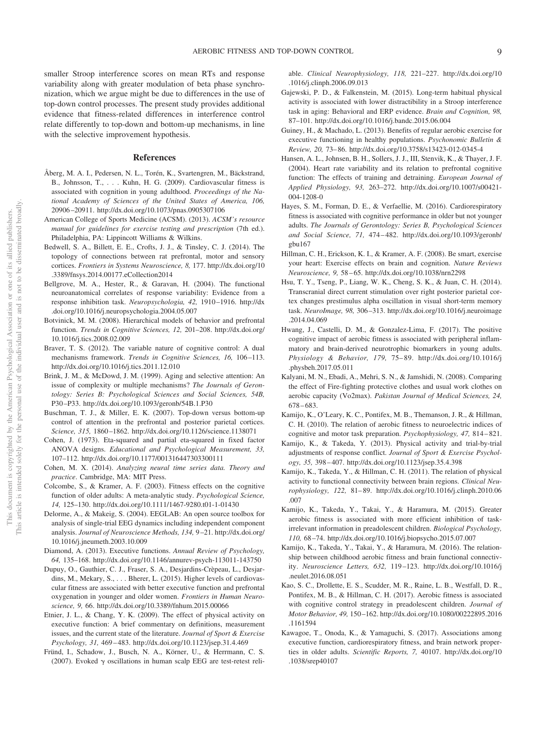smaller Stroop interference scores on mean RTs and response variability along with greater modulation of beta phase synchronization, which we argue might be due to differences in the use of top-down control processes. The present study provides additional evidence that fitness-related differences in interference control relate differently to top-down and bottom-up mechanisms, in line with the selective improvement hypothesis.

## References

Åberg, M. A. I., Pedersen, N. L., Torén, K., Svartengren, M., Bäckstrand, B., Johnsson, T., . . . Kuhn, H. G. (2009). Cardiovascular fitness is associated with cognition in young adulthood. *Proceedings of the National Academy of Sciences of the United States of America, 106,* 20906–20911. http://dx.doi.org/10.1073/pnas.0905307106

American College of Sports Medicine (ACSM). (2013). *ACSM's resource manual for guidelines for exercise testing and prescription* (7th ed.). Philadelphia, PA: Lippincott Williams & Wilkins.

Bedwell, S. A., Billett, E. E., Crofts, J. J., & Tinsley, C. J. (2014). The topology of connections between rat prefrontal, motor and sensory cortices. *Frontiers in Systems Neuroscience, 8,* 177. http://dx.doi.org/10.3389/fnsys.2014.00177.eCollection2014

Bellgrove, M. A., Hester, R., & Garavan, H. (2004). The functional neuroanatomical correlates of response variability: Evidence from a response inhibition task. *Neuropsychologia, 42,* 1910–1916. http://dx.doi.org/10.1016/j.neuropsychologia.2004.05.007

Botvinick, M. M. (2008). Hierarchical models of behavior and prefrontal function. *Trends in Cognitive Sciences, 12,* 201–208. http://dx.doi.org/10.1016/j.tics.2008.02.009

Braver, T. S. (2012). The variable nature of cognitive control: A dual mechanisms framework. *Trends in Cognitive Sciences, 16,* 106–113. http://dx.doi.org/10.1016/j.tics.2011.12.010

Brink, J. M., & McDowd, J. M. (1999). Aging and selective attention: An issue of complexity or multiple mechanisms? *The Journals of Gerontology: Series B: Psychological Sciences and Social Sciences, 54B,* P30–P33. http://dx.doi.org/10.1093/geronb/54B.1.P30

Buschman, T. J., & Miller, E. K. (2007). Top-down versus bottom-up control of attention in the prefrontal and posterior parietal cortices. *Science, 315,* 1860–1862. http://dx.doi.org/10.1126/science.1138071

Cohen, J. (1973). Eta-squared and partial eta-squared in fixed factor ANOVA designs. *Educational and Psychological Measurement, 33,* 107–112. http://dx.doi.org/10.1177/001316447303300111

Cohen, M. X. (2014). *Analyzing neural time series data. Theory and practice*. Cambridge, MA: MIT Press.

Colcombe, S., & Kramer, A. F. (2003). Fitness effects on the cognitive function of older adults: A meta-analytic study. *Psychological Science, 14,* 125–130. http://dx.doi.org/10.1111/1467-9280.t01-1-01430

Delorme, A., & Makeig, S. (2004). EEGLAB: An open source toolbox for analysis of single-trial EEG dynamics including independent component analysis. *Journal of Neuroscience Methods, 134,* 9–21. http://dx.doi.org/10.1016/j.jneumeth.2003.10.009

Diamond, A. (2013). Executive functions. *Annual Review of Psychology, 64,* 135–168. http://dx.doi.org/10.1146/annurev-psych-113011-143750

Dupuy, O., Gauthier, C. J., Fraser, S. A., Desjardins-Crèpeau, L., Desjardins, M., Mekary, S., . . . Bherer, L. (2015). Higher levels of cardiovascular fitness are associated with better executive function and prefrontal oxygenation in younger and older women. *Frontiers in Human Neuroscience, 9,* 66. http://dx.doi.org/10.3389/fnhum.2015.00066

Etnier, J. L., & Chang, Y. K. (2009). The effect of physical activity on executive function: A brief commentary on definitions, measurement issues, and the current state of the literature. *Journal of Sport & Exercise Psychology, 31,* 469–483. http://dx.doi.org/10.1123/jsep.31.4.469

Fründ, I., Schadow, J., Busch, N. A., Körner, U., & Herrmann, C. S. (2007). Evoked $\gamma$ oscillations in human scalp EEG are test-retest reliable. *Clinical Neurophysiology, 118,* 221–227. http://dx.doi.org/10.1016/j.clinph.2006.09.013

Gajewski, P. D., & Falkenstein, M. (2015). Long-term habitual physical activity is associated with lower distractibility in a Stroop interference task in aging: Behavioral and ERP evidence. *Brain and Cognition, 98,* 87–101. http://dx.doi.org/10.1016/j.bandc.2015.06.004

Guiney, H., & Machado, L. (2013). Benefits of regular aerobic exercise for executive functioning in healthy populations. *Psychonomic Bulletin & Review, 20,* 73–86. http://dx.doi.org/10.3758/s13423-012-0345-4

Hansen, A. L., Johnsen, B. H., Sollers, J. J., III, Stenvik, K., & Thayer, J. F. (2004). Heart rate variability and its relation to prefrontal cognitive function: The effects of training and detraining. *European Journal of Applied Physiology, 93,* 263–272. http://dx.doi.org/10.1007/s00421-004-1208-0

Hayes, S. M., Forman, D. E., & Verfaellie, M. (2016). Cardiorespiratory fitness is associated with cognitive performance in older but not younger adults. *The Journals of Gerontology: Series B, Psychological Sciences and Social Science, 71,* 474–482. http://dx.doi.org/10.1093/geronb/gbu167

Hillman, C. H., Erickson, K. I., & Kramer, A. F. (2008). Be smart, exercise your heart: Exercise effects on brain and cognition. *Nature Reviews Neuroscience, 9,* 58–65. http://dx.doi.org/10.1038/nrn2298

Hsu, T. Y., Tseng, P., Liang, W. K., Cheng, S. K., & Juan, C. H. (2014). Transcranial direct current stimulation over right posterior parietal cortex changes prestimulus alpha oscillation in visual short-term memory task. *NeuroImage, 98,* 306–313. http://dx.doi.org/10.1016/j.neuroimage.2014.04.069

Hwang, J., Castelli, D. M., & Gonzalez-Lima, F. (2017). The positive cognitive impact of aerobic fitness is associated with peripheral inflammatory and brain-derived neurotrophic biomarkers in young adults. *Physiology & Behavior, 179,* 75–89. http://dx.doi.org/10.1016/j.physbeh.2017.05.011

Kalyani, M. N., Ebadi, A., Mehri, S. N., & Jamshidi, N. (2008). Comparing the effect of Fire-fighting protective clothes and usual work clothes on aerobic capacity (Vo2max). *Pakistan Journal of Medical Sciences, 24,* 678–683.

Kamijo, K., O'Leary, K. C., Pontifex, M. B., Themanson, J. R., & Hillman, C. H. (2010). The relation of aerobic fitness to neuroelectric indices of cognitive and motor task preparation. *Psychophysiology, 47,* 814–821.

Kamijo, K., & Takeda, Y. (2013). Physical activity and trial-by-trial adjustments of response conflict. *Journal of Sport & Exercise Psychology, 35,* 398–407. http://dx.doi.org/10.1123/jsep.35.4.398

Kamijo, K., Takeda, Y., & Hillman, C. H. (2011). The relation of physical activity to functional connectivity between brain regions. *Clinical Neurophysiology, 122,* 81–89. http://dx.doi.org/10.1016/j.clinph.2010.06.007

Kamijo, K., Takeda, Y., Takai, Y., & Haramura, M. (2015). Greater aerobic fitness is associated with more efficient inhibition of task-irrelevant information in preadolescent children. *Biological Psychology, 110,* 68–74. http://dx.doi.org/10.1016/j.biopsycho.2015.07.007

Kamijo, K., Takeda, Y., Takai, Y., & Haramura, M. (2016). The relationship between childhood aerobic fitness and brain functional connectivity. *Neuroscience Letters, 632,* 119–123. http://dx.doi.org/10.1016/j.neulet.2016.08.051

Kao, S. C., Drollette, E. S., Scudder, M. R., Raine, L. B., Westfall, D. R., Pontifex, M. B., & Hillman, C. H. (2017). Aerobic fitness is associated with cognitive control strategy in preadolescent children. *Journal of Motor Behavior, 49,* 150–162. http://dx.doi.org/10.1080/00222895.2016.1161594

Kawagoe, T., Onoda, K., & Yamaguchi, S. (2017). Associations among executive function, cardiorespiratory fitness, and brain network properties in older adults. *Scientific Reports, 7,* 40107. http://dx.doi.org/10.1038/srep40107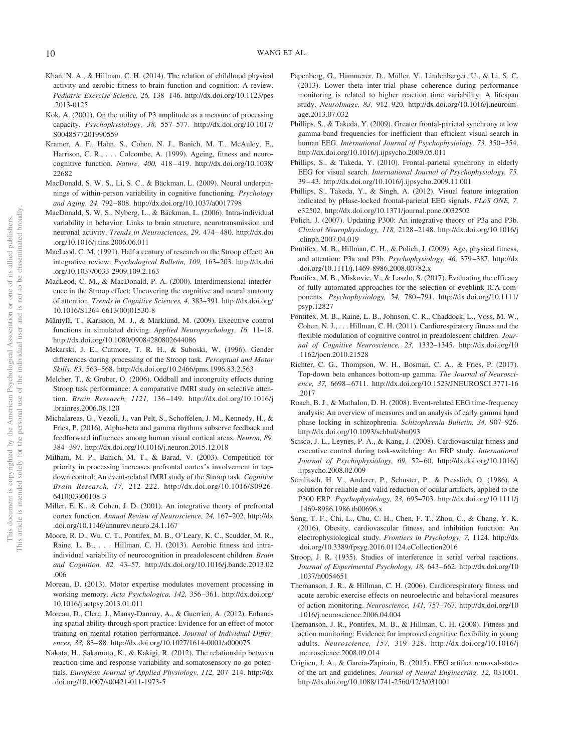Khan, N. A., & Hillman, C. H. (2014). The relation of childhood physical activity and aerobic fitness to brain function and cognition: A review. *Pediatric Exercise Science, 26,* 138–146. http://dx.doi.org/10.1123/pes.2013-0125

Kok, A. (2001). On the utility of P3 amplitude as a measure of processing capacity. *Psychophysiology, 38,* 557–577. http://dx.doi.org/10.1017/S0048577201990559

Kramer, A. F., Hahn, S., Cohen, N. J., Banich, M. T., McAuley, E., Harrison, C. R., . . . Colcombe, A. (1999). Ageing, fitness and neurocognitive function. *Nature, 400,* 418–419. http://dx.doi.org/10.1038/22682

MacDonald, S. W. S., Li, S. C., & Bäckman, L. (2009). Neural underpinnings of within-person variability in cognitive functioning. *Psychology and Aging, 24,* 792–808. http://dx.doi.org/10.1037/a0017798

MacDonald, S. W. S., Nyberg, L., & Bäckman, L. (2006). Intra-individual variability in behavior: Links to brain structure, neurotransmission and neuronal activity. *Trends in Neurosciences, 29,* 474–480. http://dx.doi.org/10.1016/j.tins.2006.06.011

MacLeod, C. M. (1991). Half a century of research on the Stroop effect: An integrative review. *Psychological Bulletin, 109,* 163–203. http://dx.doi.org/10.1037/0033-2909.109.2.163

MacLeod, C. M., & MacDonald, P. A. (2000). Interdimensional interference in the Stroop effect: Uncovering the cognitive and neural anatomy of attention. *Trends in Cognitive Sciences, 4,* 383–391. http://dx.doi.org/10.1016/S1364-6613(00)01530-8

Mäntylä, T., Karlsson, M. J., & Marklund, M. (2009). Executive control functions in simulated driving. *Applied Neuropsychology, 16,* 11–18. http://dx.doi.org/10.1080/09084280802644086

Mekarski, J. E., Cutmore, T. R. H., & Suboski, W. (1996). Gender differences during processing of the Stroop task. *Perceptual and Motor Skills, 83,* 563–568. http://dx.doi.org/10.2466/pms.1996.83.2.563

Melcher, T., & Gruber, O. (2006). Oddball and incongruity effects during Stroop task performance: A comparative fMRI study on selective attention. *Brain Research, 1121,* 136–149. http://dx.doi.org/10.1016/j.brainres.2006.08.120

Michalareas, G., Vezoli, J., van Pelt, S., Schoffelen, J. M., Kennedy, H., & Fries, P. (2016). Alpha-beta and gamma rhythms subserve feedback and feedforward influences among human visual cortical areas. *Neuron, 89,* 384–397. http://dx.doi.org/10.1016/j.neuron.2015.12.018

Milham, M. P., Banich, M. T., & Barad, V. (2003). Competition for priority in processing increases prefrontal cortex's involvement in top-down control: An event-related fMRI study of the Stroop task. *Cognitive Brain Research, 17,* 212–222. http://dx.doi.org/10.1016/S0926-6410(03)00108-3

Miller, E. K., & Cohen, J. D. (2001). An integrative theory of prefrontal cortex function. *Annual Review of Neuroscience, 24,* 167–202. http://dx.doi.org/10.1146/annurev.neuro.24.1.167

Moore, R. D., Wu, C. T., Pontifex, M. B., O'Leary, K. C., Scudder, M. R., Raine, L. B., . . . Hillman, C. H. (2013). Aerobic fitness and intra-individual variability of neurocognition in preadolescent children. *Brain and Cognition, 82,* 43–57. http://dx.doi.org/10.1016/j.bandc.2013.02.006

Moreau, D. (2013). Motor expertise modulates movement processing in working memory. *Acta Psychologica, 142,* 356–361. http://dx.doi.org/10.1016/j.actpsy.2013.01.011

Moreau, D., Clerc, J., Mansy-Dannay, A., & Guerrien, A. (2012). Enhancing spatial ability through sport practice: Evidence for an effect of motor training on mental rotation performance. *Journal of Individual Differences, 33,* 83–88. http://dx.doi.org/10.1027/1614-0001/a000075

Nakata, H., Sakamoto, K., & Kakigi, R. (2012). The relationship between reaction time and response variability and somatosensory no-go potentials. *European Journal of Applied Physiology, 112,* 207–214. http://dx.doi.org/10.1007/s00421-011-1973-5

Papenberg, G., Hämmerer, D., Müller, V., Lindenberger, U., & Li, S. C. (2013). Lower theta inter-trial phase coherence during performance monitoring is related to higher reaction time variability: A lifespan study. *NeuroImage, 83,* 912–920. http://dx.doi.org/10.1016/j.neuroimage.2013.07.032

Phillips, S., & Takeda, Y. (2009). Greater frontal-parietal synchrony at low gamma-band frequencies for inefficient than efficient visual search in human EEG. *International Journal of Psychophysiology, 73,* 350–354. http://dx.doi.org/10.1016/j.ijpsycho.2009.05.011

Phillips, S., & Takeda, Y. (2010). Frontal-parietal synchrony in elderly EEG for visual search. *International Journal of Psychophysiology, 75,* 39–43. http://dx.doi.org/10.1016/j.ijpsycho.2009.11.001

Phillips, S., Takeda, Y., & Singh, A. (2012). Visual feature integration indicated by pHase-locked frontal-parietal EEG signals. *PLoS ONE, 7,* e32502. http://dx.doi.org/10.1371/journal.pone.0032502

Polich, J. (2007). Updating P300: An integrative theory of P3a and P3b. *Clinical Neurophysiology, 118,* 2128–2148. http://dx.doi.org/10.1016/j.clinph.2007.04.019

Pontifex, M. B., Hillman, C. H., & Polich, J. (2009). Age, physical fitness, and attention: P3a and P3b. *Psychophysiology, 46,* 379–387. http://dx.doi.org/10.1111/j.1469-8986.2008.00782.x

Pontifex, M. B., Miskovic, V., & Laszlo, S. (2017). Evaluating the efficacy of fully automated approaches for the selection of eyeblink ICA components. *Psychophysiology, 54,* 780–791. http://dx.doi.org/10.1111/psyp.12827

Pontifex, M. B., Raine, L. B., Johnson, C. R., Chaddock, L., Voss, M. W., Cohen, N. J., . . . Hillman, C. H. (2011). Cardiorespiratory fitness and the flexible modulation of cognitive control in preadolescent children. *Journal of Cognitive Neuroscience, 23,* 1332–1345. http://dx.doi.org/10.1162/jocn.2010.21528

Richter, C. G., Thompson, W. H., Bosman, C. A., & Fries, P. (2017). Top-down beta enhances bottom-up gamma. *The Journal of Neuroscience, 37,* 6698–6711. http://dx.doi.org/10.1523/JNEUROSCI.3771-16.2017

Roach, B. J., & Mathalon, D. H. (2008). Event-related EEG time-frequency analysis: An overview of measures and an analysis of early gamma band phase locking in schizophrenia. *Schizophrenia Bulletin, 34,* 907–926. http://dx.doi.org/10.1093/schbul/sbn093

Scisco, J. L., Leynes, P. A., & Kang, J. (2008). Cardiovascular fitness and executive control during task-switching: An ERP study. *International Journal of Psychophysiology, 69,* 52–60. http://dx.doi.org/10.1016/j.ijpsycho.2008.02.009

Semlitsch, H. V., Anderer, P., Schuster, P., & Presslich, O. (1986). A solution for reliable and valid reduction of ocular artifacts, applied to the P300 ERP. *Psychophysiology, 23,* 695–703. http://dx.doi.org/10.1111/j.1469-8986.1986.tb00696.x

Song, T. F., Chi, L., Chu, C. H., Chen, F. T., Zhou, C., & Chang, Y. K. (2016). Obesity, cardiovascular fitness, and inhibition function: An electrophysiological study. *Frontiers in Psychology, 7,* 1124. http://dx.doi.org/10.3389/fpsyg.2016.01124.eCollection2016

Stroop, J. R. (1935). Studies of interference in serial verbal reactions. *Journal of Experimental Psychology, 18,* 643–662. http://dx.doi.org/10.1037/h0054651

Themanson, J. R., & Hillman, C. H. (2006). Cardiorespiratory fitness and acute aerobic exercise effects on neuroelectric and behavioral measures of action monitoring. *Neuroscience, 141,* 757–767. http://dx.doi.org/10.1016/j.neuroscience.2006.04.004

Themanson, J. R., Pontifex, M. B., & Hillman, C. H. (2008). Fitness and action monitoring: Evidence for improved cognitive flexibility in young adults. *Neuroscience, 157,* 319–328. http://dx.doi.org/10.1016/j.neuroscience.2008.09.014

Urigüen, J. A., & Garcia-Zapirain, B. (2015). EEG artifact removal-state-of-the-art and guidelines. *Journal of Neural Engineering, 12,* 031001. http://dx.doi.org/10.1088/1741-2560/12/3/031001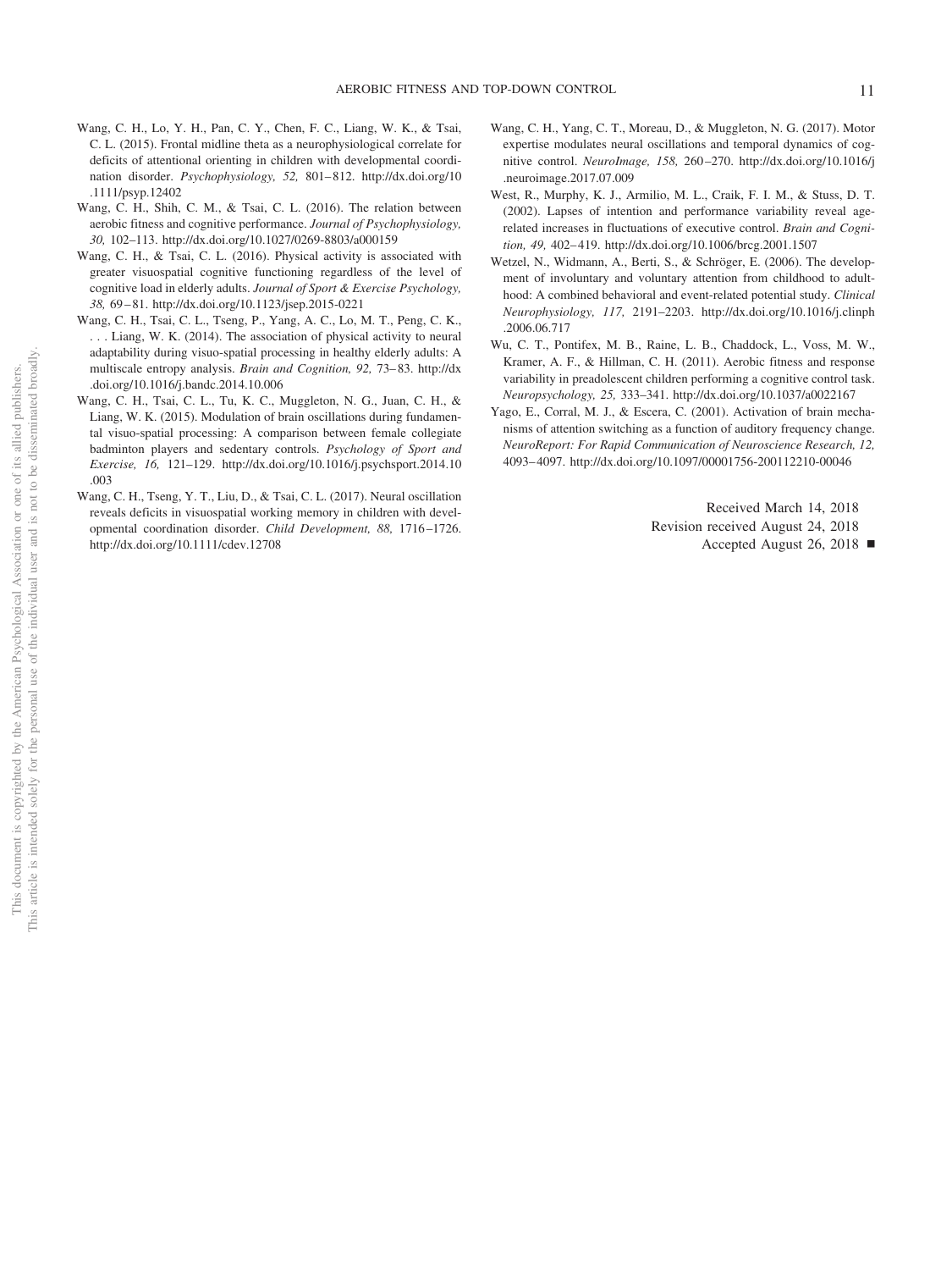Wang, C. H., Lo, Y. H., Pan, C. Y., Chen, F. C., Liang, W. K., & Tsai, C. L. (2015). Frontal midline theta as a neurophysiological correlate for deficits of attentional orienting in children with developmental coordination disorder. *Psychophysiology, 52,* 801–812. http://dx.doi.org/10.1111/psyp.12402

Wang, C. H., Shih, C. M., & Tsai, C. L. (2016). The relation between aerobic fitness and cognitive performance. *Journal of Psychophysiology, 30,* 102–113. http://dx.doi.org/10.1027/0269-8803/a000159

Wang, C. H., & Tsai, C. L. (2016). Physical activity is associated with greater visuospatial cognitive functioning regardless of the level of cognitive load in elderly adults. *Journal of Sport & Exercise Psychology, 38,* 69–81. http://dx.doi.org/10.1123/jsep.2015-0221

Wang, C. H., Tsai, C. L., Tseng, P., Yang, A. C., Lo, M. T., Peng, C. K., . . . Liang, W. K. (2014). The association of physical activity to neural adaptability during visuo-spatial processing in healthy elderly adults: A multiscale entropy analysis. *Brain and Cognition, 92,* 73–83. http://dx.doi.org/10.1016/j.bandc.2014.10.006

Wang, C. H., Tsai, C. L., Tu, K. C., Muggleton, N. G., Juan, C. H., & Liang, W. K. (2015). Modulation of brain oscillations during fundamental visuo-spatial processing: A comparison between female collegiate badminton players and sedentary controls. *Psychology of Sport and Exercise, 16,* 121–129. http://dx.doi.org/10.1016/j.psychsport.2014.10.003

Wang, C. H., Tseng, Y. T., Liu, D., & Tsai, C. L. (2017). Neural oscillation reveals deficits in visuospatial working memory in children with developmental coordination disorder. *Child Development, 88,* 1716–1726. http://dx.doi.org/10.1111/cdev.12708

Wang, C. H., Yang, C. T., Moreau, D., & Muggleton, N. G. (2017). Motor expertise modulates neural oscillations and temporal dynamics of cognitive control. *NeuroImage, 158,* 260–270. http://dx.doi.org/10.1016/j.neuroimage.2017.07.009

West, R., Murphy, K. J., Armilio, M. L., Craik, F. I. M., & Stuss, D. T. (2002). Lapses of intention and performance variability reveal age-related increases in fluctuations of executive control. *Brain and Cognition, 49,* 402–419. http://dx.doi.org/10.1006/brcg.2001.1507

Wetzel, N., Widmann, A., Berti, S., & Schröger, E. (2006). The development of involuntary and voluntary attention from childhood to adulthood: A combined behavioral and event-related potential study. *Clinical Neurophysiology, 117,* 2191–2203. http://dx.doi.org/10.1016/j.clinph.2006.06.717

Wu, C. T., Pontifex, M. B., Raine, L. B., Chaddock, L., Voss, M. W., Kramer, A. F., & Hillman, C. H. (2011). Aerobic fitness and response variability in preadolescent children performing a cognitive control task. *Neuropsychology, 25,* 333–341. http://dx.doi.org/10.1037/a0022167

Yago, E., Corral, M. J., & Escera, C. (2001). Activation of brain mechanisms of attention switching as a function of auditory frequency change. *NeuroReport: For Rapid Communication of Neuroscience Research, 12,* 4093–4097. http://dx.doi.org/10.1097/00001756-200112210-00046

Received March 14, 2018
Revision received August 24, 2018
Accepted August 26, 2018 ■